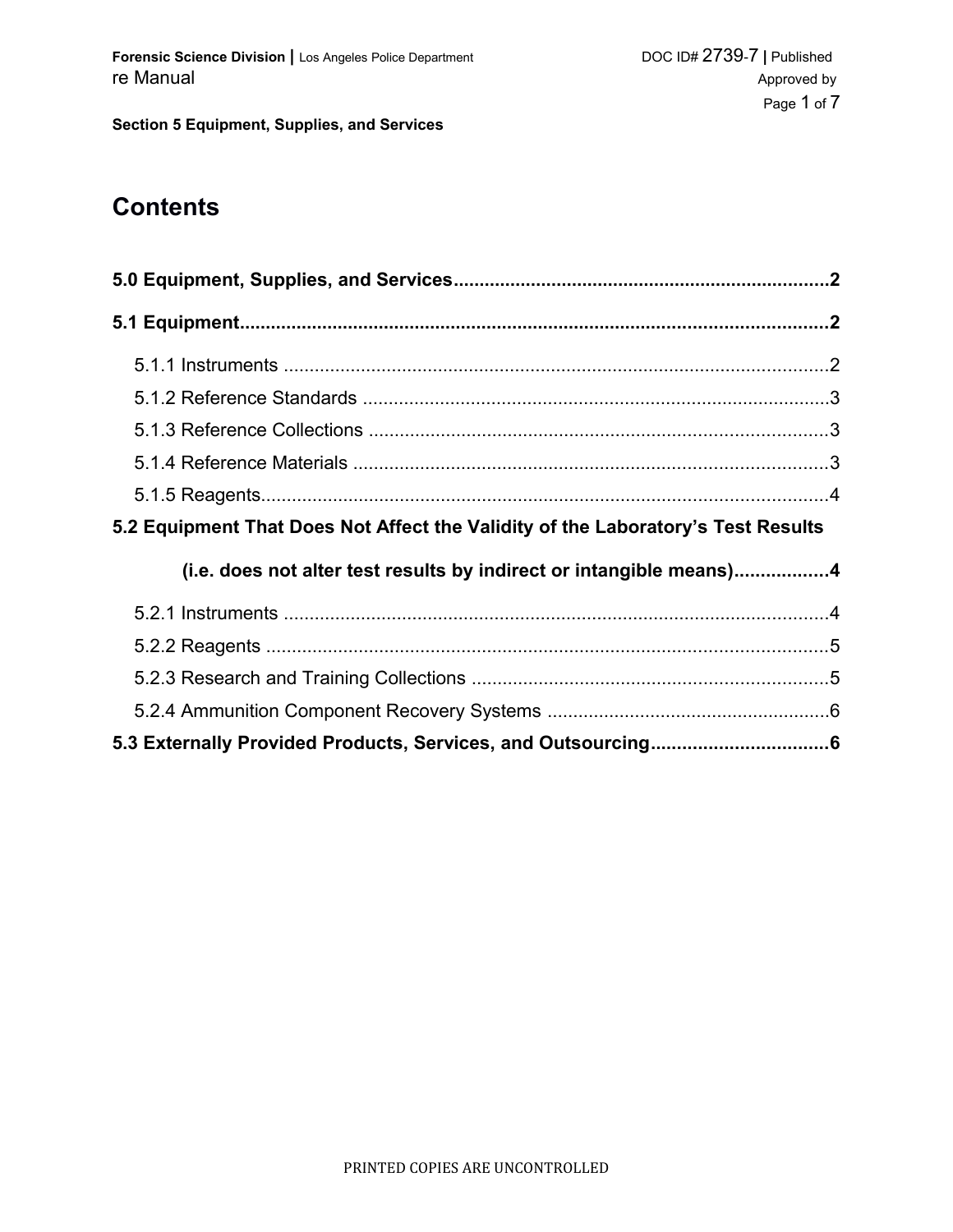Section 5 Equipment, Supplies, and Services

# Contents

**5.0 Equipment, Supplies, and Services** ........................................................................ **2**

**5.1 Equipment** ................................................................................................................. **2**

- 5.1.1 Instruments ......................................................................................................... 2
- 5.1.2 Reference Standards .......................................................................................... 3
- 5.1.3 Reference Collections ......................................................................................... 3
- 5.1.4 Reference Materials ............................................................................................ 3
- 5.1.5 Reagents............................................................................................................. 4

**5.2 Equipment That Does Not Affect the Validity of the Laboratory's Test Results (i.e. does not alter test results by indirect or intangible means)** .................. **4**

- 5.2.1 Instruments ......................................................................................................... 4
- 5.2.2 Reagents ............................................................................................................. 5
- 5.2.3 Research and Training Collections .................................................................... 5
- 5.2.4 Ammunition Component Recovery Systems ...................................................... 6

**5.3 Externally Provided Products, Services, and Outsourcing** ................................. **6**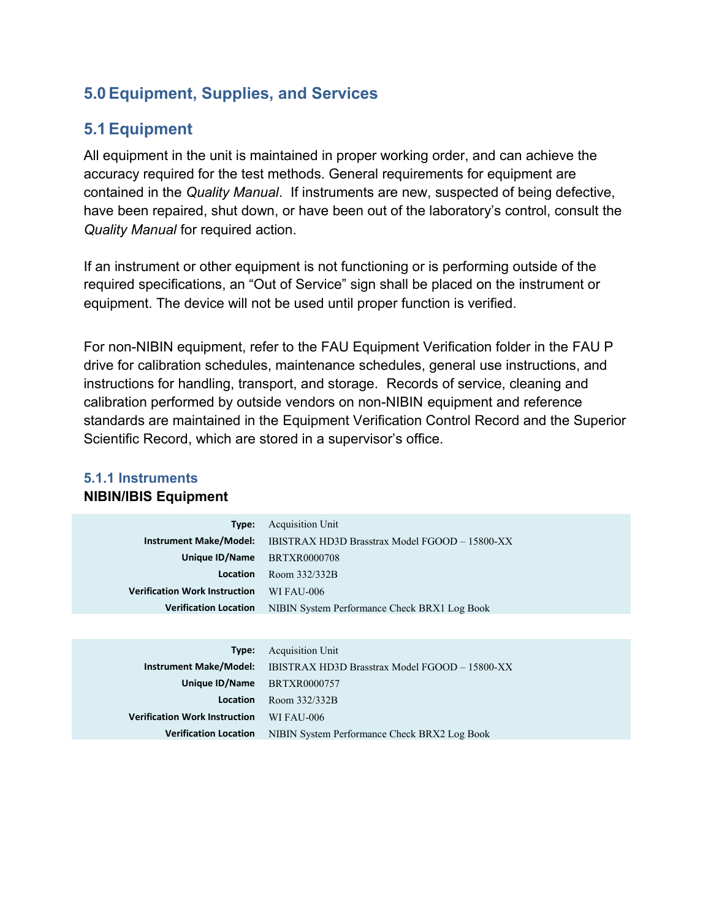## 5.0 Equipment, Supplies, and Services

## 5.1 Equipment

All equipment in the unit is maintained in proper working order, and can achieve the accuracy required for the test methods. General requirements for equipment are contained in the *Quality Manual*. If instruments are new, suspected of being defective, have been repaired, shut down, or have been out of the laboratory's control, consult the *Quality Manual* for required action.

If an instrument or other equipment is not functioning or is performing outside of the required specifications, an "Out of Service" sign shall be placed on the instrument or equipment. The device will not be used until proper function is verified.

For non-NIBIN equipment, refer to the FAU Equipment Verification folder in the FAU P drive for calibration schedules, maintenance schedules, general use instructions, and instructions for handling, transport, and storage. Records of service, cleaning and calibration performed by outside vendors on non-NIBIN equipment and reference standards are maintained in the Equipment Verification Control Record and the Superior Scientific Record, which are stored in a supervisor's office.

### 5.1.1 Instruments

**NIBIN/IBIS Equipment**

| | |
|---|---|
| **Type:** | Acquisition Unit |
| **Instrument Make/Model:** | IBISTRAX HD3D Brasstrax Model FGOOD – 15800-XX |
| **Unique ID/Name** | BRTXR0000708 |
| **Location** | Room 332/332B |
| **Verification Work Instruction** | WI FAU-006 |
| **Verification Location** | NIBIN System Performance Check BRX1 Log Book |

| | |
|---|---|
| **Type:** | Acquisition Unit |
| **Instrument Make/Model:** | IBISTRAX HD3D Brasstrax Model FGOOD – 15800-XX |
| **Unique ID/Name** | BRTXR0000757 |
| **Location** | Room 332/332B |
| **Verification Work Instruction** | WI FAU-006 |
| **Verification Location** | NIBIN System Performance Check BRX2 Log Book |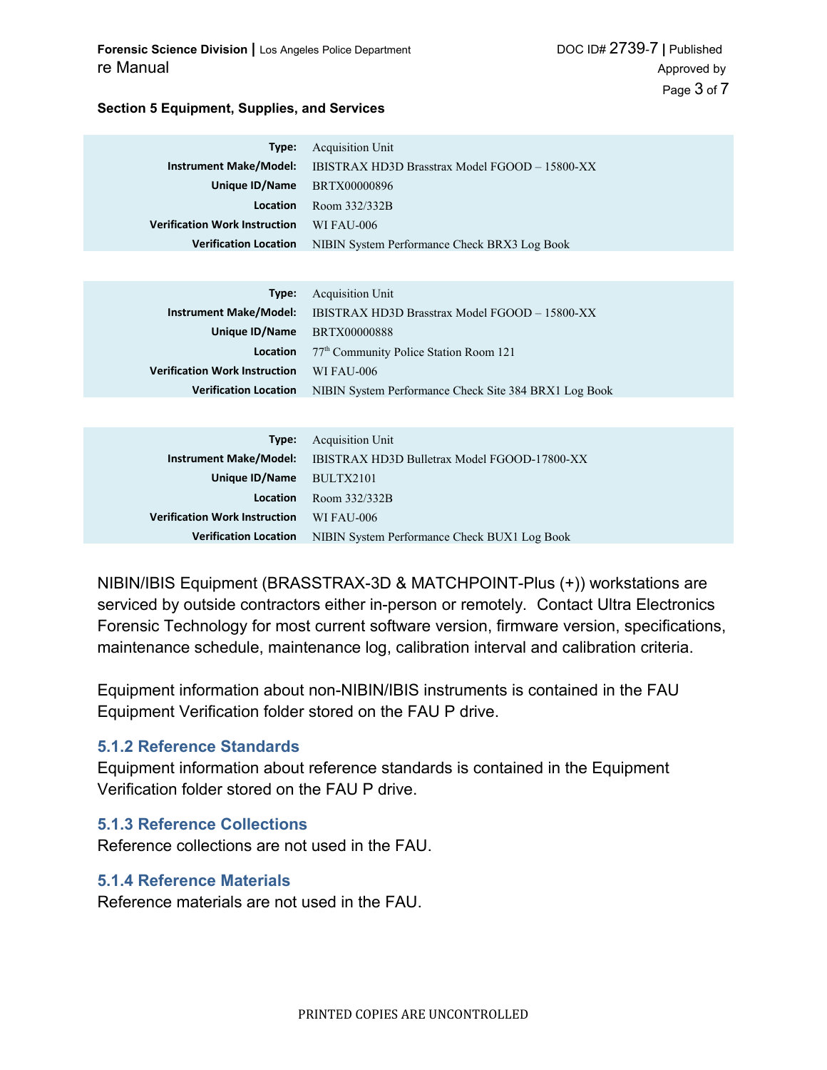| Type: | Acquisition Unit |
|---|---|
| Instrument Make/Model: | IBISTRAX HD3D Brasstrax Model FGOOD – 15800-XX |
| Unique ID/Name | BRTX00000896 |
| Location | Room 332/332B |
| Verification Work Instruction | WI FAU-006 |
| Verification Location | NIBIN System Performance Check BRX3 Log Book |

| Type: | Acquisition Unit |
|---|---|
| Instrument Make/Model: | IBISTRAX HD3D Brasstrax Model FGOOD – 15800-XX |
| Unique ID/Name | BRTX00000888 |
| Location | 77th Community Police Station Room 121 |
| Verification Work Instruction | WI FAU-006 |
| Verification Location | NIBIN System Performance Check Site 384 BRX1 Log Book |

| Type: | Acquisition Unit |
|---|---|
| Instrument Make/Model: | IBISTRAX HD3D Bulletrax Model FGOOD-17800-XX |
| Unique ID/Name | BULTX2101 |
| Location | Room 332/332B |
| Verification Work Instruction | WI FAU-006 |
| Verification Location | NIBIN System Performance Check BUX1 Log Book |

NIBIN/IBIS Equipment (BRASSTRAX-3D & MATCHPOINT-Plus (+)) workstations are serviced by outside contractors either in-person or remotely. Contact Ultra Electronics Forensic Technology for most current software version, firmware version, specifications, maintenance schedule, maintenance log, calibration interval and calibration criteria.

Equipment information about non-NIBIN/IBIS instruments is contained in the FAU Equipment Verification folder stored on the FAU P drive.

### 5.1.2 Reference Standards

Equipment information about reference standards is contained in the Equipment Verification folder stored on the FAU P drive.

### 5.1.3 Reference Collections

Reference collections are not used in the FAU.

### 5.1.4 Reference Materials

Reference materials are not used in the FAU.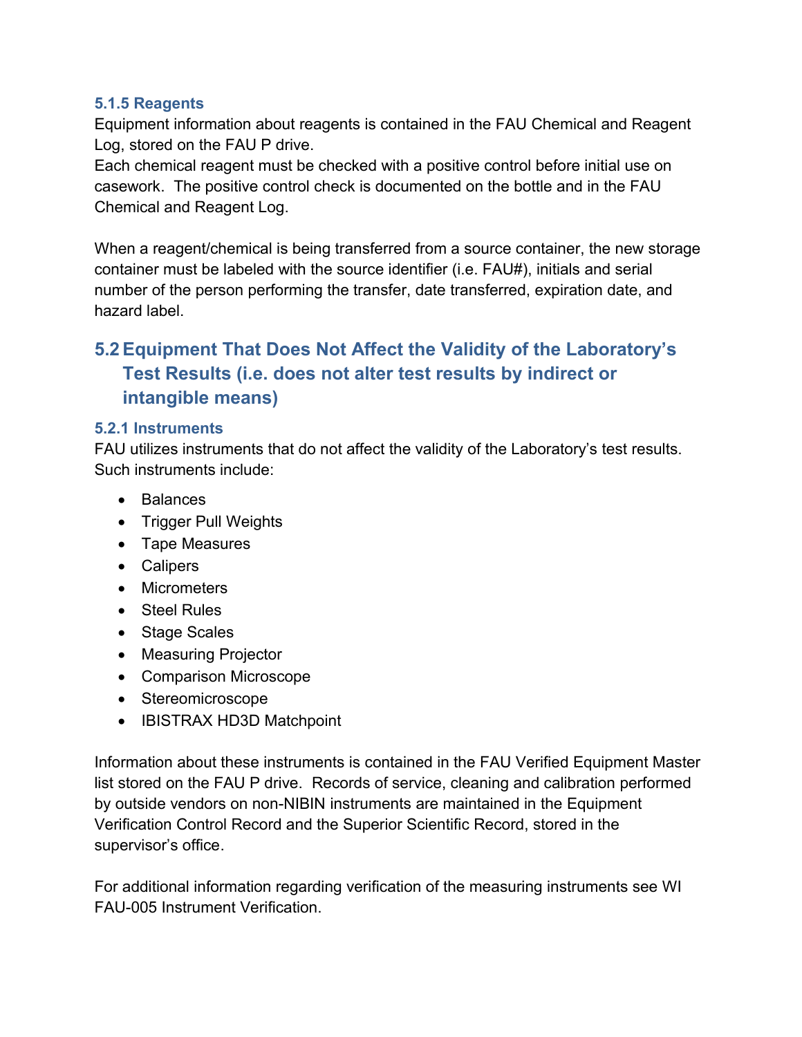### 5.1.5 Reagents

Equipment information about reagents is contained in the FAU Chemical and Reagent Log, stored on the FAU P drive.
Each chemical reagent must be checked with a positive control before initial use on casework. The positive control check is documented on the bottle and in the FAU Chemical and Reagent Log.

When a reagent/chemical is being transferred from a source container, the new storage container must be labeled with the source identifier (i.e. FAU#), initials and serial number of the person performing the transfer, date transferred, expiration date, and hazard label.

## 5.2 Equipment That Does Not Affect the Validity of the Laboratory's Test Results (i.e. does not alter test results by indirect or intangible means)

### 5.2.1 Instruments

FAU utilizes instruments that do not affect the validity of the Laboratory's test results. Such instruments include:

- Balances
- Trigger Pull Weights
- Tape Measures
- Calipers
- Micrometers
- Steel Rules
- Stage Scales
- Measuring Projector
- Comparison Microscope
- Stereomicroscope
- IBISTRAX HD3D Matchpoint

Information about these instruments is contained in the FAU Verified Equipment Master list stored on the FAU P drive. Records of service, cleaning and calibration performed by outside vendors on non-NIBIN instruments are maintained in the Equipment Verification Control Record and the Superior Scientific Record, stored in the supervisor's office.

For additional information regarding verification of the measuring instruments see WI FAU-005 Instrument Verification.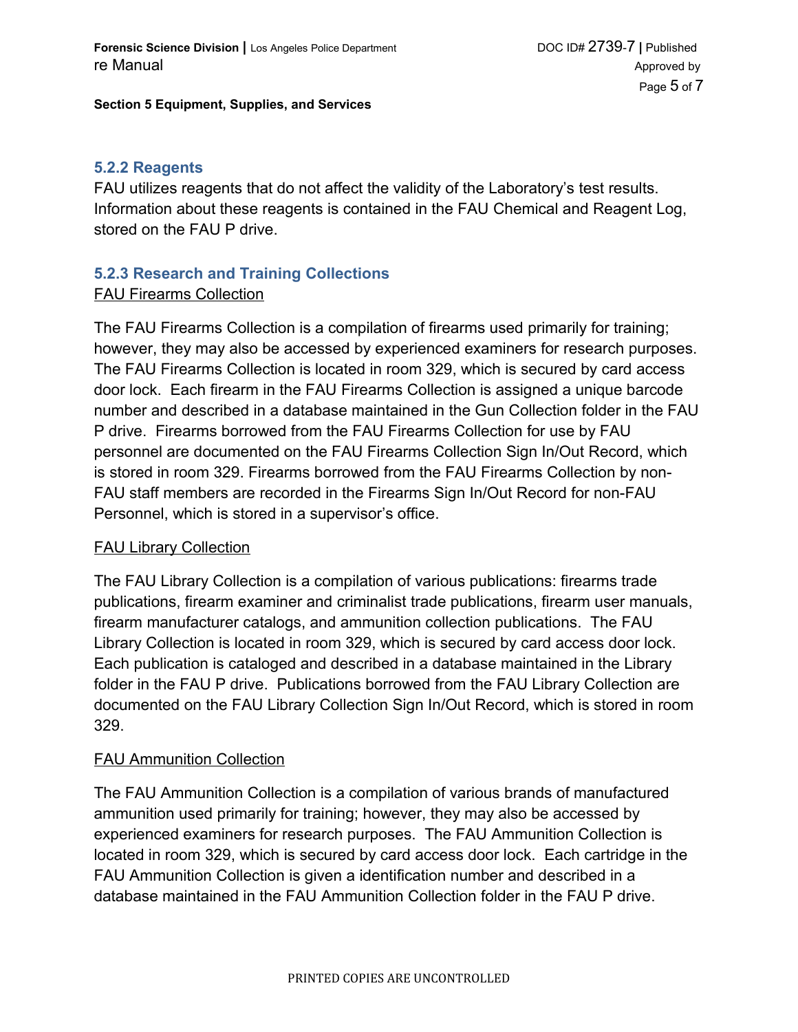### 5.2.2 Reagents

FAU utilizes reagents that do not affect the validity of the Laboratory's test results. Information about these reagents is contained in the FAU Chemical and Reagent Log, stored on the FAU P drive.

### 5.2.3 Research and Training Collections

FAU Firearms Collection

The FAU Firearms Collection is a compilation of firearms used primarily for training; however, they may also be accessed by experienced examiners for research purposes. The FAU Firearms Collection is located in room 329, which is secured by card access door lock. Each firearm in the FAU Firearms Collection is assigned a unique barcode number and described in a database maintained in the Gun Collection folder in the FAU P drive. Firearms borrowed from the FAU Firearms Collection for use by FAU personnel are documented on the FAU Firearms Collection Sign In/Out Record, which is stored in room 329. Firearms borrowed from the FAU Firearms Collection by non-FAU staff members are recorded in the Firearms Sign In/Out Record for non-FAU Personnel, which is stored in a supervisor's office.

FAU Library Collection

The FAU Library Collection is a compilation of various publications: firearms trade publications, firearm examiner and criminalist trade publications, firearm user manuals, firearm manufacturer catalogs, and ammunition collection publications. The FAU Library Collection is located in room 329, which is secured by card access door lock. Each publication is cataloged and described in a database maintained in the Library folder in the FAU P drive. Publications borrowed from the FAU Library Collection are documented on the FAU Library Collection Sign In/Out Record, which is stored in room 329.

FAU Ammunition Collection

The FAU Ammunition Collection is a compilation of various brands of manufactured ammunition used primarily for training; however, they may also be accessed by experienced examiners for research purposes. The FAU Ammunition Collection is located in room 329, which is secured by card access door lock. Each cartridge in the FAU Ammunition Collection is given a identification number and described in a database maintained in the FAU Ammunition Collection folder in the FAU P drive.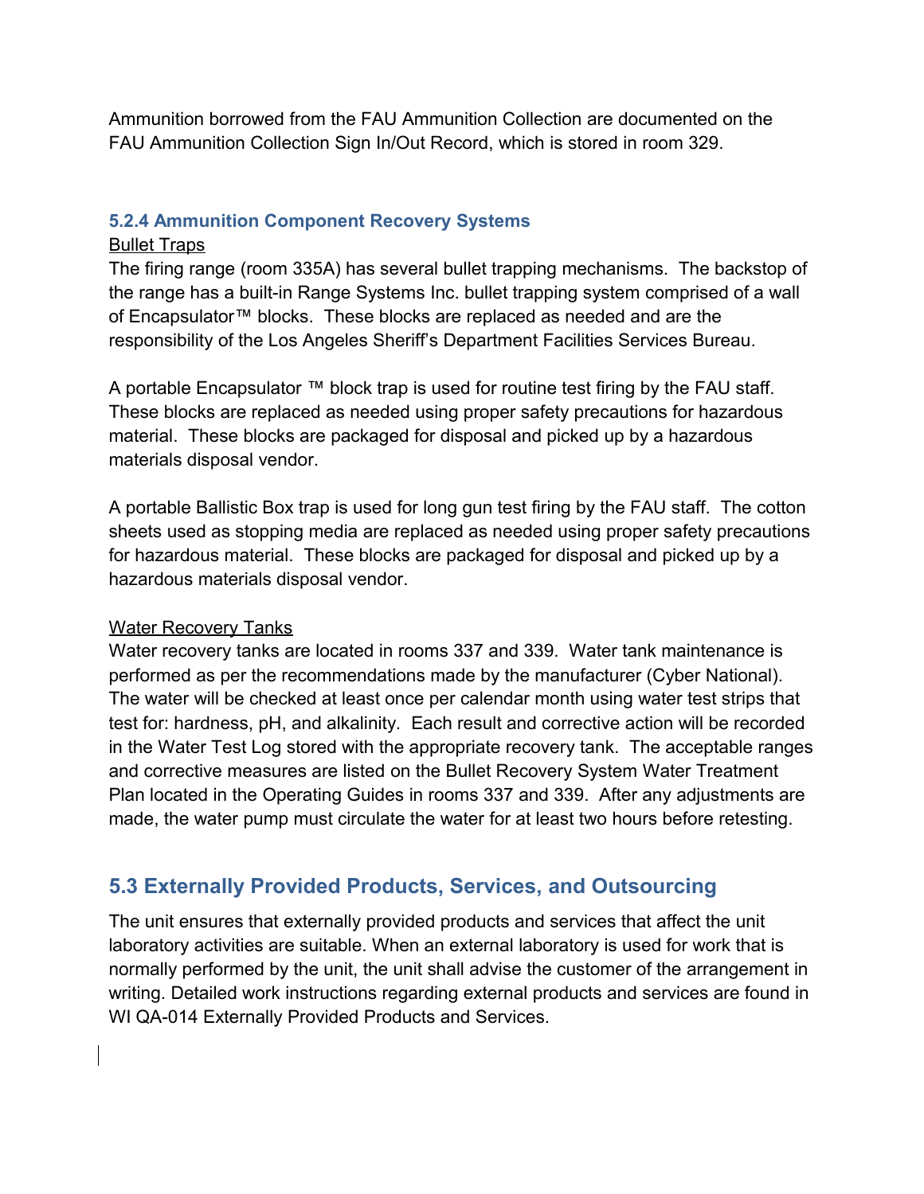Ammunition borrowed from the FAU Ammunition Collection are documented on the FAU Ammunition Collection Sign In/Out Record, which is stored in room 329.

### 5.2.4 Ammunition Component Recovery Systems

Bullet Traps

The firing range (room 335A) has several bullet trapping mechanisms. The backstop of the range has a built-in Range Systems Inc. bullet trapping system comprised of a wall of Encapsulator™ blocks. These blocks are replaced as needed and are the responsibility of the Los Angeles Sheriff's Department Facilities Services Bureau.

A portable Encapsulator ™ block trap is used for routine test firing by the FAU staff. These blocks are replaced as needed using proper safety precautions for hazardous material. These blocks are packaged for disposal and picked up by a hazardous materials disposal vendor.

A portable Ballistic Box trap is used for long gun test firing by the FAU staff. The cotton sheets used as stopping media are replaced as needed using proper safety precautions for hazardous material. These blocks are packaged for disposal and picked up by a hazardous materials disposal vendor.

Water Recovery Tanks

Water recovery tanks are located in rooms 337 and 339. Water tank maintenance is performed as per the recommendations made by the manufacturer (Cyber National). The water will be checked at least once per calendar month using water test strips that test for: hardness, pH, and alkalinity. Each result and corrective action will be recorded in the Water Test Log stored with the appropriate recovery tank. The acceptable ranges and corrective measures are listed on the Bullet Recovery System Water Treatment Plan located in the Operating Guides in rooms 337 and 339. After any adjustments are made, the water pump must circulate the water for at least two hours before retesting.

## 5.3 Externally Provided Products, Services, and Outsourcing

The unit ensures that externally provided products and services that affect the unit laboratory activities are suitable. When an external laboratory is used for work that is normally performed by the unit, the unit shall advise the customer of the arrangement in writing. Detailed work instructions regarding external products and services are found in WI QA-014 Externally Provided Products and Services.